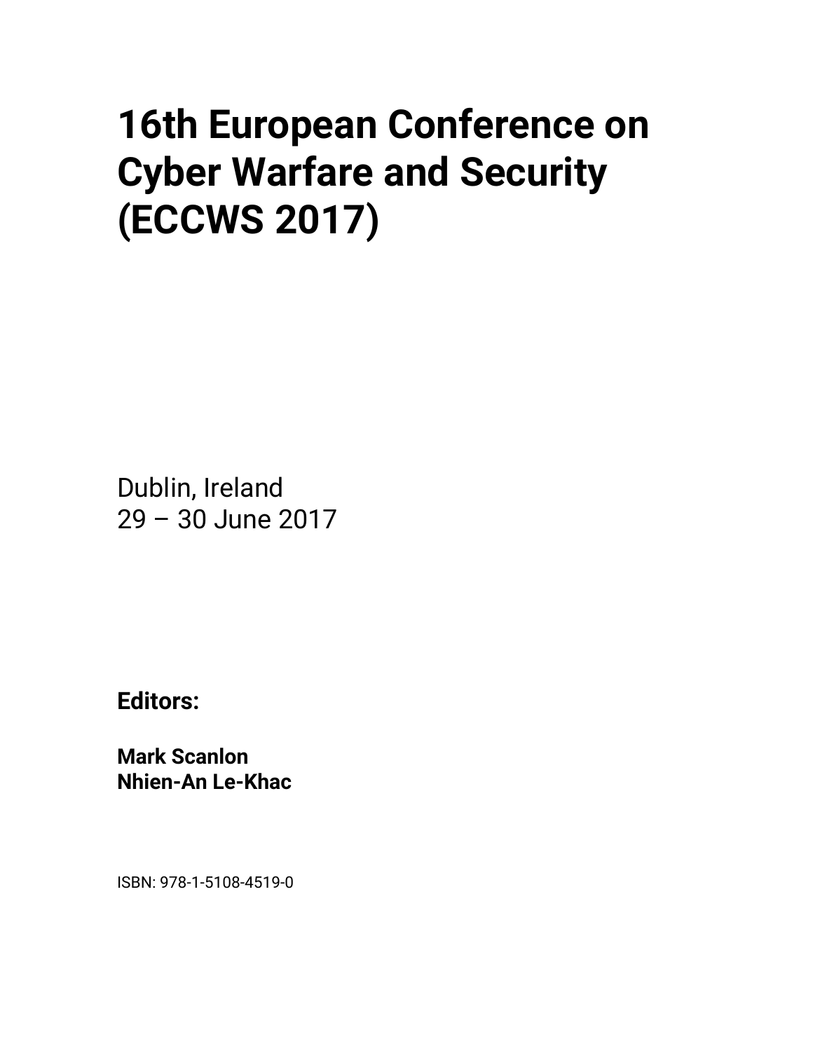# 16th European Conference on Cyber Warfare and Security (ECCWS 2017)

Dublin, Ireland
29 – 30 June 2017

**Editors:**

**Mark Scanlon**
**Nhien-An Le-Khac**

ISBN: 978-1-5108-4519-0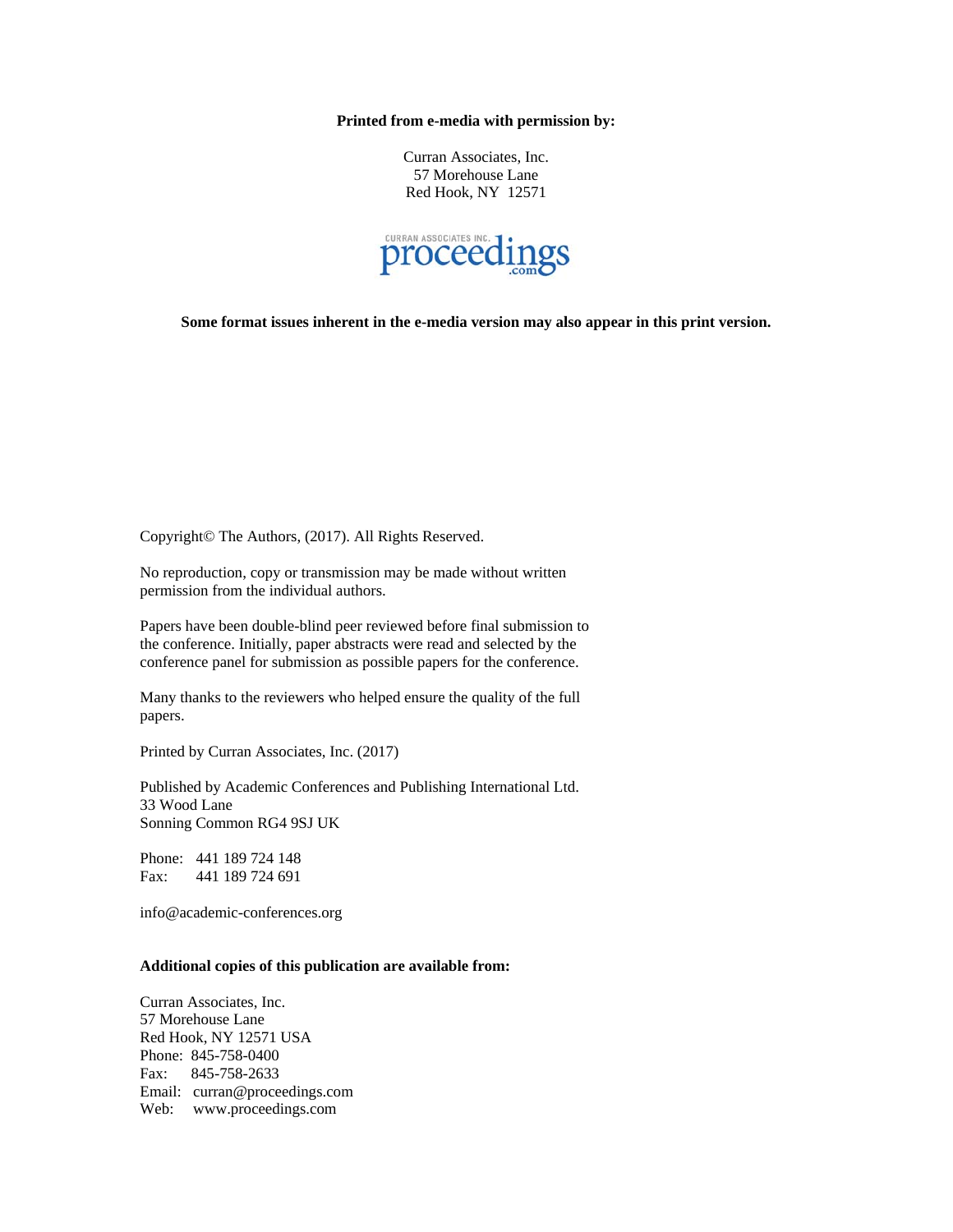**Printed from e-media with permission by:**

Curran Associates, Inc.
57 Morehouse Lane
Red Hook, NY 12571

**Some format issues inherent in the e-media version may also appear in this print version.**

Copyright© The Authors, (2017). All Rights Reserved.

No reproduction, copy or transmission may be made without written permission from the individual authors.

Papers have been double-blind peer reviewed before final submission to the conference. Initially, paper abstracts were read and selected by the conference panel for submission as possible papers for the conference.

Many thanks to the reviewers who helped ensure the quality of the full papers.

Printed by Curran Associates, Inc. (2017)

Published by Academic Conferences and Publishing International Ltd.
33 Wood Lane
Sonning Common RG4 9SJ UK

Phone: 441 189 724 148
Fax: 441 189 724 691

info@academic-conferences.org

**Additional copies of this publication are available from:**

Curran Associates, Inc.
57 Morehouse Lane
Red Hook, NY 12571 USA
Phone: 845-758-0400
Fax: 845-758-2633
Email: curran@proceedings.com
Web: www.proceedings.com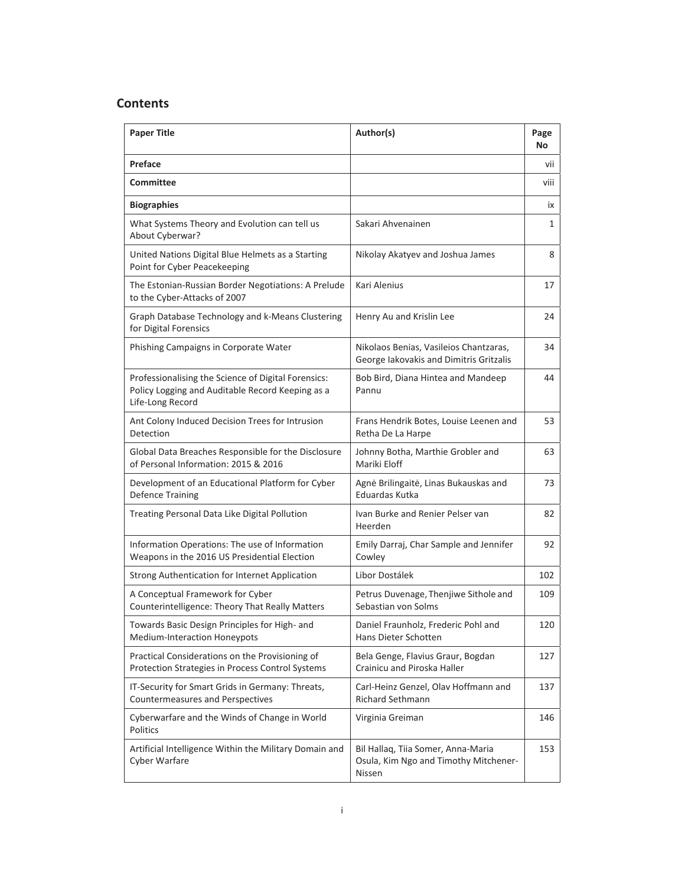## Contents

| Paper Title | Author(s) | Page No |
|---|---|---|
| **Preface** | | vii |
| **Committee** | | viii |
| **Biographies** | | ix |
| What Systems Theory and Evolution can tell us About Cyberwar? | Sakari Ahvenainen | 1 |
| United Nations Digital Blue Helmets as a Starting Point for Cyber Peacekeeping | Nikolay Akatyev and Joshua James | 8 |
| The Estonian-Russian Border Negotiations: A Prelude to the Cyber-Attacks of 2007 | Kari Alenius | 17 |
| Graph Database Technology and k-Means Clustering for Digital Forensics | Henry Au and Krislin Lee | 24 |
| Phishing Campaigns in Corporate Water | Nikolaos Benias, Vasileios Chantzaras, George Iakovakis and Dimitris Gritzalis | 34 |
| Professionalising the Science of Digital Forensics: Policy Logging and Auditable Record Keeping as a Life-Long Record | Bob Bird, Diana Hintea and Mandeep Pannu | 44 |
| Ant Colony Induced Decision Trees for Intrusion Detection | Frans Hendrik Botes, Louise Leenen and Retha De La Harpe | 53 |
| Global Data Breaches Responsible for the Disclosure of Personal Information: 2015 & 2016 | Johnny Botha, Marthie Grobler and Mariki Eloff | 63 |
| Development of an Educational Platform for Cyber Defence Training | Agnė Brilingaitė, Linas Bukauskas and Eduardas Kutka | 73 |
| Treating Personal Data Like Digital Pollution | Ivan Burke and Renier Pelser van Heerden | 82 |
| Information Operations: The use of Information Weapons in the 2016 US Presidential Election | Emily Darraj, Char Sample and Jennifer Cowley | 92 |
| Strong Authentication for Internet Application | Libor Dostálek | 102 |
| A Conceptual Framework for Cyber Counterintelligence: Theory That Really Matters | Petrus Duvenage, Thenjiwe Sithole and Sebastian von Solms | 109 |
| Towards Basic Design Principles for High- and Medium-Interaction Honeypots | Daniel Fraunholz, Frederic Pohl and Hans Dieter Schotten | 120 |
| Practical Considerations on the Provisioning of Protection Strategies in Process Control Systems | Bela Genge, Flavius Graur, Bogdan Crainicu and Piroska Haller | 127 |
| IT-Security for Smart Grids in Germany: Threats, Countermeasures and Perspectives | Carl-Heinz Genzel, Olav Hoffmann and Richard Sethmann | 137 |
| Cyberwarfare and the Winds of Change in World Politics | Virginia Greiman | 146 |
| Artificial Intelligence Within the Military Domain and Cyber Warfare | Bil Hallaq, Tiia Somer, Anna-Maria Osula, Kim Ngo and Timothy Mitchener-Nissen | 153 |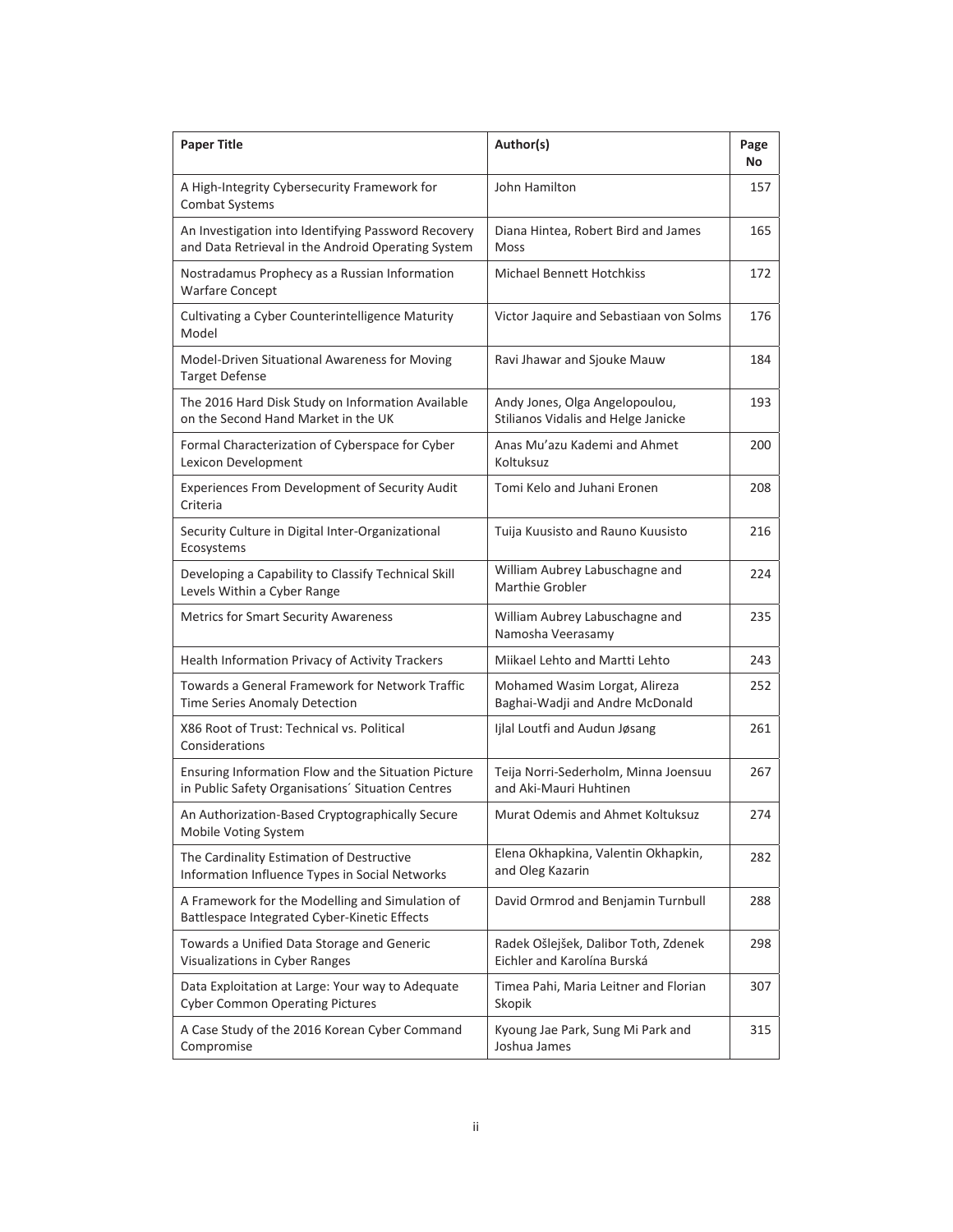| Paper Title | Author(s) | Page No |
|---|---|---|
| A High-Integrity Cybersecurity Framework for Combat Systems | John Hamilton | 157 |
| An Investigation into Identifying Password Recovery and Data Retrieval in the Android Operating System | Diana Hintea, Robert Bird and James Moss | 165 |
| Nostradamus Prophecy as a Russian Information Warfare Concept | Michael Bennett Hotchkiss | 172 |
| Cultivating a Cyber Counterintelligence Maturity Model | Victor Jaquire and Sebastiaan von Solms | 176 |
| Model-Driven Situational Awareness for Moving Target Defense | Ravi Jhawar and Sjouke Mauw | 184 |
| The 2016 Hard Disk Study on Information Available on the Second Hand Market in the UK | Andy Jones, Olga Angelopoulou, Stilianos Vidalis and Helge Janicke | 193 |
| Formal Characterization of Cyberspace for Cyber Lexicon Development | Anas Mu'azu Kademi and Ahmet Koltuksuz | 200 |
| Experiences From Development of Security Audit Criteria | Tomi Kelo and Juhani Eronen | 208 |
| Security Culture in Digital Inter-Organizational Ecosystems | Tuija Kuusisto and Rauno Kuusisto | 216 |
| Developing a Capability to Classify Technical Skill Levels Within a Cyber Range | William Aubrey Labuschagne and Marthie Grobler | 224 |
| Metrics for Smart Security Awareness | William Aubrey Labuschagne and Namosha Veerasamy | 235 |
| Health Information Privacy of Activity Trackers | Miikael Lehto and Martti Lehto | 243 |
| Towards a General Framework for Network Traffic Time Series Anomaly Detection | Mohamed Wasim Lorgat, Alireza Baghai-Wadji and Andre McDonald | 252 |
| X86 Root of Trust: Technical vs. Political Considerations | Ijlal Loutfi and Audun Jøsang | 261 |
| Ensuring Information Flow and the Situation Picture in Public Safety Organisations´ Situation Centres | Teija Norri-Sederholm, Minna Joensuu and Aki-Mauri Huhtinen | 267 |
| An Authorization-Based Cryptographically Secure Mobile Voting System | Murat Odemis and Ahmet Koltuksuz | 274 |
| The Cardinality Estimation of Destructive Information Influence Types in Social Networks | Elena Okhapkina, Valentin Okhapkin, and Oleg Kazarin | 282 |
| A Framework for the Modelling and Simulation of Battlespace Integrated Cyber-Kinetic Effects | David Ormrod and Benjamin Turnbull | 288 |
| Towards a Unified Data Storage and Generic Visualizations in Cyber Ranges | Radek Ošlejšek, Dalibor Toth, Zdenek Eichler and Karolína Burská | 298 |
| Data Exploitation at Large: Your way to Adequate Cyber Common Operating Pictures | Timea Pahi, Maria Leitner and Florian Skopik | 307 |
| A Case Study of the 2016 Korean Cyber Command Compromise | Kyoung Jae Park, Sung Mi Park and Joshua James | 315 |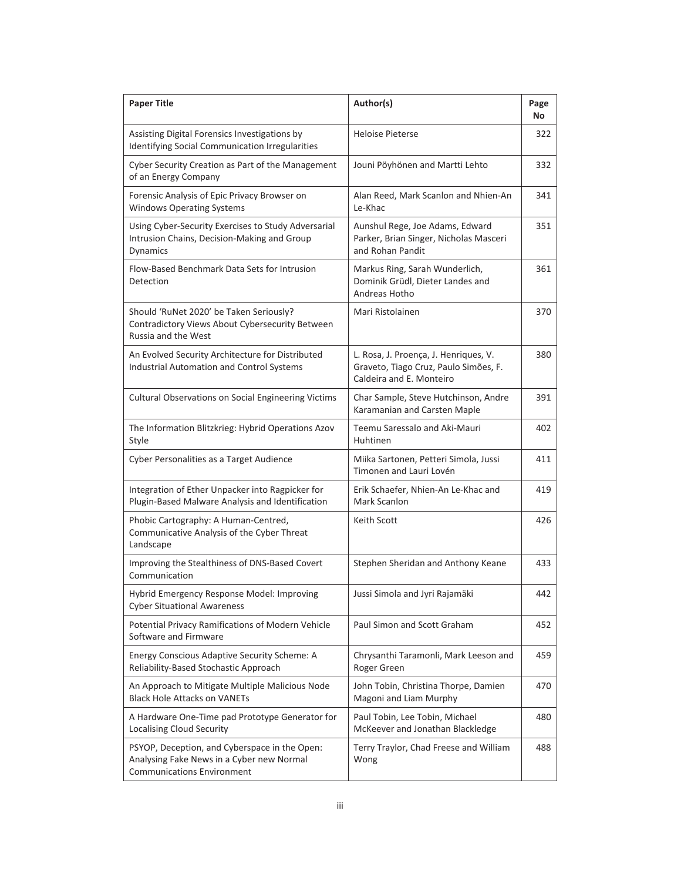| Paper Title | Author(s) | Page No |
| --- | --- | --- |
| Assisting Digital Forensics Investigations by Identifying Social Communication Irregularities | Heloise Pieterse | 322 |
| Cyber Security Creation as Part of the Management of an Energy Company | Jouni Pöyhönen and Martti Lehto | 332 |
| Forensic Analysis of Epic Privacy Browser on Windows Operating Systems | Alan Reed, Mark Scanlon and Nhien-An Le-Khac | 341 |
| Using Cyber-Security Exercises to Study Adversarial Intrusion Chains, Decision-Making and Group Dynamics | Aunshul Rege, Joe Adams, Edward Parker, Brian Singer, Nicholas Masceri and Rohan Pandit | 351 |
| Flow-Based Benchmark Data Sets for Intrusion Detection | Markus Ring, Sarah Wunderlich, Dominik Grüdl, Dieter Landes and Andreas Hotho | 361 |
| Should 'RuNet 2020' be Taken Seriously? Contradictory Views About Cybersecurity Between Russia and the West | Mari Ristolainen | 370 |
| An Evolved Security Architecture for Distributed Industrial Automation and Control Systems | L. Rosa, J. Proença, J. Henriques, V. Graveto, Tiago Cruz, Paulo Simões, F. Caldeira and E. Monteiro | 380 |
| Cultural Observations on Social Engineering Victims | Char Sample, Steve Hutchinson, Andre Karamanian and Carsten Maple | 391 |
| The Information Blitzkrieg: Hybrid Operations Azov Style | Teemu Saressalo and Aki-Mauri Huhtinen | 402 |
| Cyber Personalities as a Target Audience | Miika Sartonen, Petteri Simola, Jussi Timonen and Lauri Lovén | 411 |
| Integration of Ether Unpacker into Ragpicker for Plugin-Based Malware Analysis and Identification | Erik Schaefer, Nhien-An Le-Khac and Mark Scanlon | 419 |
| Phobic Cartography: A Human-Centred, Communicative Analysis of the Cyber Threat Landscape | Keith Scott | 426 |
| Improving the Stealthiness of DNS-Based Covert Communication | Stephen Sheridan and Anthony Keane | 433 |
| Hybrid Emergency Response Model: Improving Cyber Situational Awareness | Jussi Simola and Jyri Rajamäki | 442 |
| Potential Privacy Ramifications of Modern Vehicle Software and Firmware | Paul Simon and Scott Graham | 452 |
| Energy Conscious Adaptive Security Scheme: A Reliability-Based Stochastic Approach | Chrysanthi Taramonli, Mark Leeson and Roger Green | 459 |
| An Approach to Mitigate Multiple Malicious Node Black Hole Attacks on VANETs | John Tobin, Christina Thorpe, Damien Magoni and Liam Murphy | 470 |
| A Hardware One-Time pad Prototype Generator for Localising Cloud Security | Paul Tobin, Lee Tobin, Michael McKeever and Jonathan Blackledge | 480 |
| PSYOP, Deception, and Cyberspace in the Open: Analysing Fake News in a Cyber new Normal Communications Environment | Terry Traylor, Chad Freese and William Wong | 488 |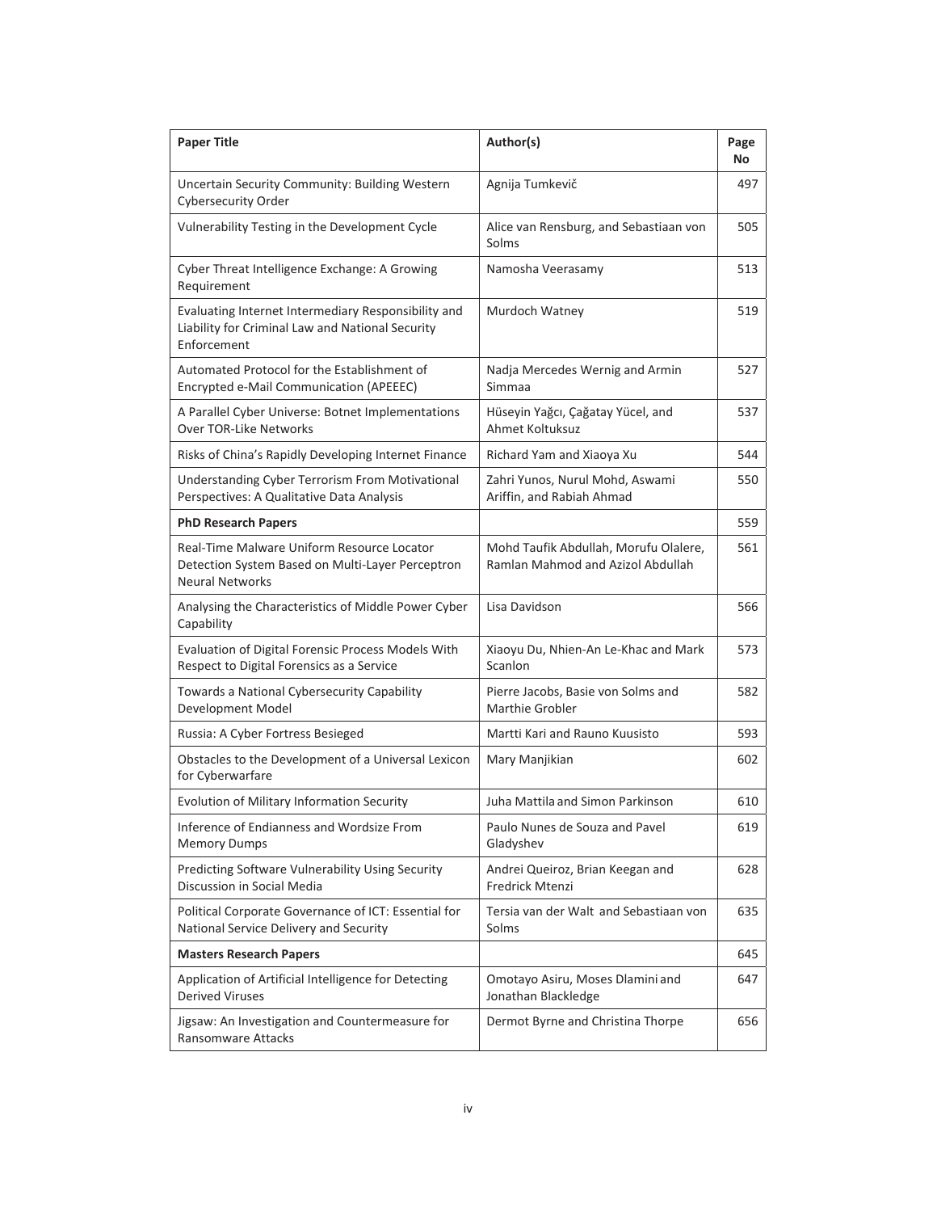| **Paper Title** | **Author(s)** | **Page No** |
|---|---|---|
| Uncertain Security Community: Building Western Cybersecurity Order | Agnija Tumkevič | 497 |
| Vulnerability Testing in the Development Cycle | Alice van Rensburg, and Sebastiaan von Solms | 505 |
| Cyber Threat Intelligence Exchange: A Growing Requirement | Namosha Veerasamy | 513 |
| Evaluating Internet Intermediary Responsibility and Liability for Criminal Law and National Security Enforcement | Murdoch Watney | 519 |
| Automated Protocol for the Establishment of Encrypted e-Mail Communication (APEEEC) | Nadja Mercedes Wernig and Armin Simmaa | 527 |
| A Parallel Cyber Universe: Botnet Implementations Over TOR-Like Networks | Hüseyin Yağcı, Çağatay Yücel, and Ahmet Koltuksuz | 537 |
| Risks of China's Rapidly Developing Internet Finance | Richard Yam and Xiaoya Xu | 544 |
| Understanding Cyber Terrorism From Motivational Perspectives: A Qualitative Data Analysis | Zahri Yunos, Nurul Mohd, Aswami Ariffin, and Rabiah Ahmad | 550 |
| **PhD Research Papers** | | 559 |
| Real-Time Malware Uniform Resource Locator Detection System Based on Multi-Layer Perceptron Neural Networks | Mohd Taufik Abdullah, Morufu Olalere, Ramlan Mahmod and Azizol Abdullah | 561 |
| Analysing the Characteristics of Middle Power Cyber Capability | Lisa Davidson | 566 |
| Evaluation of Digital Forensic Process Models With Respect to Digital Forensics as a Service | Xiaoyu Du, Nhien-An Le-Khac and Mark Scanlon | 573 |
| Towards a National Cybersecurity Capability Development Model | Pierre Jacobs, Basie von Solms and Marthie Grobler | 582 |
| Russia: A Cyber Fortress Besieged | Martti Kari and Rauno Kuusisto | 593 |
| Obstacles to the Development of a Universal Lexicon for Cyberwarfare | Mary Manjikian | 602 |
| Evolution of Military Information Security | Juha Mattila and Simon Parkinson | 610 |
| Inference of Endianness and Wordsize From Memory Dumps | Paulo Nunes de Souza and Pavel Gladyshev | 619 |
| Predicting Software Vulnerability Using Security Discussion in Social Media | Andrei Queiroz, Brian Keegan and Fredrick Mtenzi | 628 |
| Political Corporate Governance of ICT: Essential for National Service Delivery and Security | Tersia van der Walt and Sebastiaan von Solms | 635 |
| **Masters Research Papers** | | 645 |
| Application of Artificial Intelligence for Detecting Derived Viruses | Omotayo Asiru, Moses Dlamini and Jonathan Blackledge | 647 |
| Jigsaw: An Investigation and Countermeasure for Ransomware Attacks | Dermot Byrne and Christina Thorpe | 656 |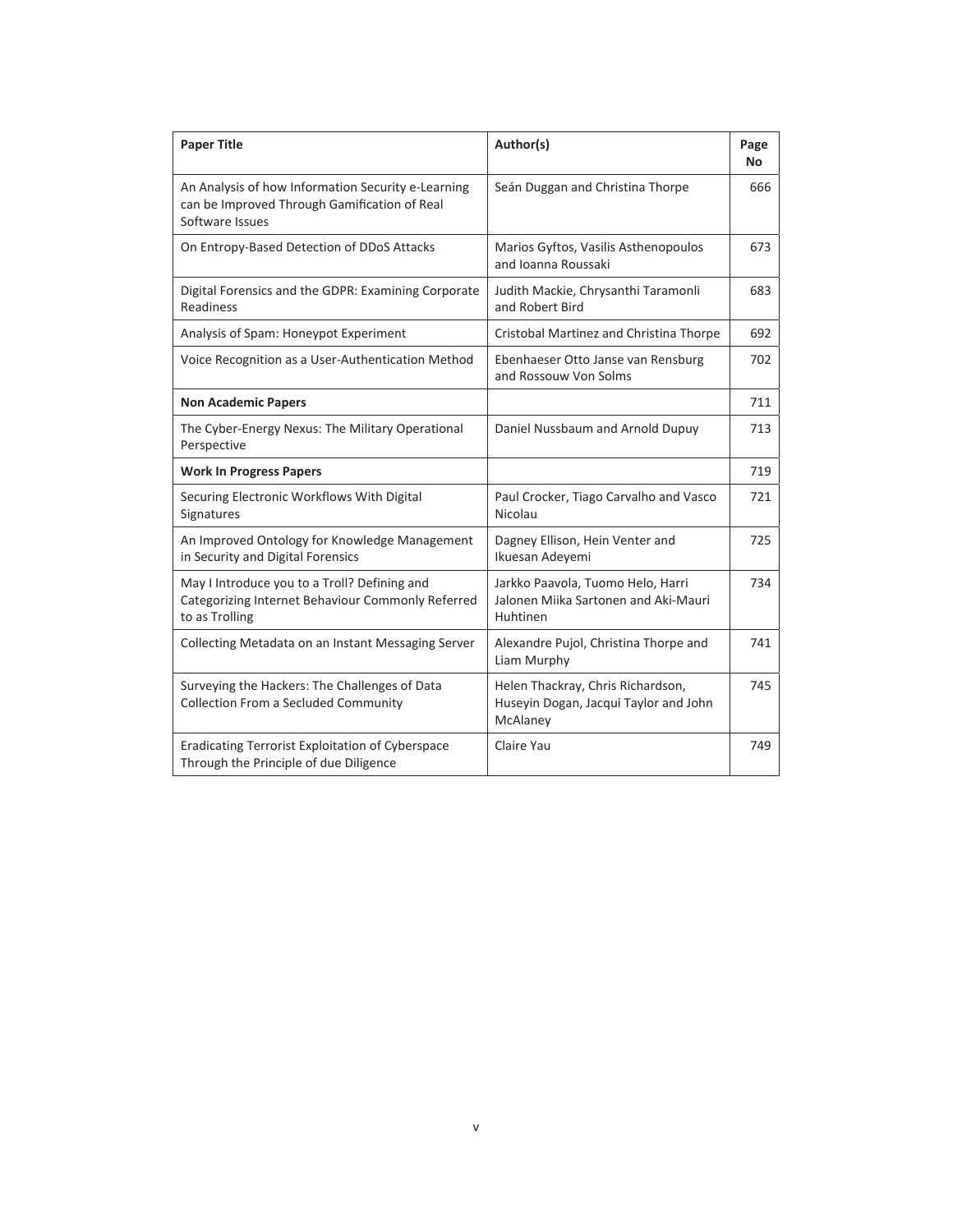| **Paper Title** | **Author(s)** | **Page No** |
|---|---|---|
| An Analysis of how Information Security e-Learning can be Improved Through Gamification of Real Software Issues | Seán Duggan and Christina Thorpe | 666 |
| On Entropy-Based Detection of DDoS Attacks | Marios Gyftos, Vasilis Asthenopoulos and Ioanna Roussaki | 673 |
| Digital Forensics and the GDPR: Examining Corporate Readiness | Judith Mackie, Chrysanthi Taramonli and Robert Bird | 683 |
| Analysis of Spam: Honeypot Experiment | Cristobal Martinez and Christina Thorpe | 692 |
| Voice Recognition as a User-Authentication Method | Ebenhaeser Otto Janse van Rensburg and Rossouw Von Solms | 702 |
| **Non Academic Papers** | | 711 |
| The Cyber-Energy Nexus: The Military Operational Perspective | Daniel Nussbaum and Arnold Dupuy | 713 |
| **Work In Progress Papers** | | 719 |
| Securing Electronic Workflows With Digital Signatures | Paul Crocker, Tiago Carvalho and Vasco Nicolau | 721 |
| An Improved Ontology for Knowledge Management in Security and Digital Forensics | Dagney Ellison, Hein Venter and Ikuesan Adeyemi | 725 |
| May I Introduce you to a Troll? Defining and Categorizing Internet Behaviour Commonly Referred to as Trolling | Jarkko Paavola, Tuomo Helo, Harri Jalonen Miika Sartonen and Aki-Mauri Huhtinen | 734 |
| Collecting Metadata on an Instant Messaging Server | Alexandre Pujol, Christina Thorpe and Liam Murphy | 741 |
| Surveying the Hackers: The Challenges of Data Collection From a Secluded Community | Helen Thackray, Chris Richardson, Huseyin Dogan, Jacqui Taylor and John McAlaney | 745 |
| Eradicating Terrorist Exploitation of Cyberspace Through the Principle of due Diligence | Claire Yau | 749 |